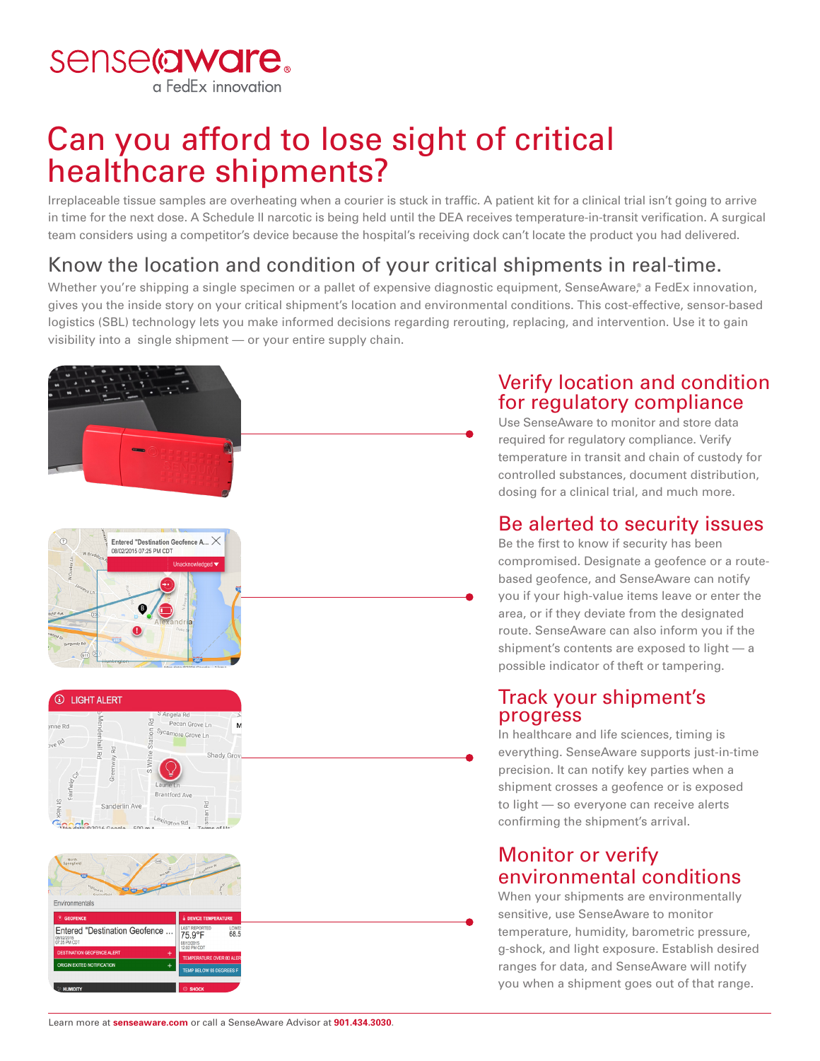senseaware®
a FedEx innovation

# Can you afford to lose sight of critical healthcare shipments?

Irreplaceable tissue samples are overheating when a courier is stuck in traffic. A patient kit for a clinical trial isn't going to arrive in time for the next dose. A Schedule II narcotic is being held until the DEA receives temperature-in-transit verification. A surgical team considers using a competitor's device because the hospital's receiving dock can't locate the product you had delivered.

## Know the location and condition of your critical shipments in real-time.

Whether you're shipping a single specimen or a pallet of expensive diagnostic equipment, SenseAware,® a FedEx innovation, gives you the inside story on your critical shipment's location and environmental conditions. This cost-effective, sensor-based logistics (SBL) technology lets you make informed decisions regarding rerouting, replacing, and intervention. Use it to gain visibility into a single shipment — or your entire supply chain.

### Verify location and condition for regulatory compliance

Use SenseAware to monitor and store data required for regulatory compliance. Verify temperature in transit and chain of custody for controlled substances, document distribution, dosing for a clinical trial, and much more.

### Be alerted to security issues

Be the first to know if security has been compromised. Designate a geofence or a route-based geofence, and SenseAware can notify you if your high-value items leave or enter the area, or if they deviate from the designated route. SenseAware can also inform you if the shipment's contents are exposed to light — a possible indicator of theft or tampering.

### Track your shipment's progress

In healthcare and life sciences, timing is everything. SenseAware supports just-in-time precision. It can notify key parties when a shipment crosses a geofence or is exposed to light — so everyone can receive alerts confirming the shipment's arrival.

### Monitor or verify environmental conditions

When your shipments are environmentally sensitive, use SenseAware to monitor temperature, humidity, barometric pressure, g-shock, and light exposure. Establish desired ranges for data, and SenseAware will notify you when a shipment goes out of that range.

Learn more at **senseaware.com** or call a SenseAware Advisor at **901.434.3030**.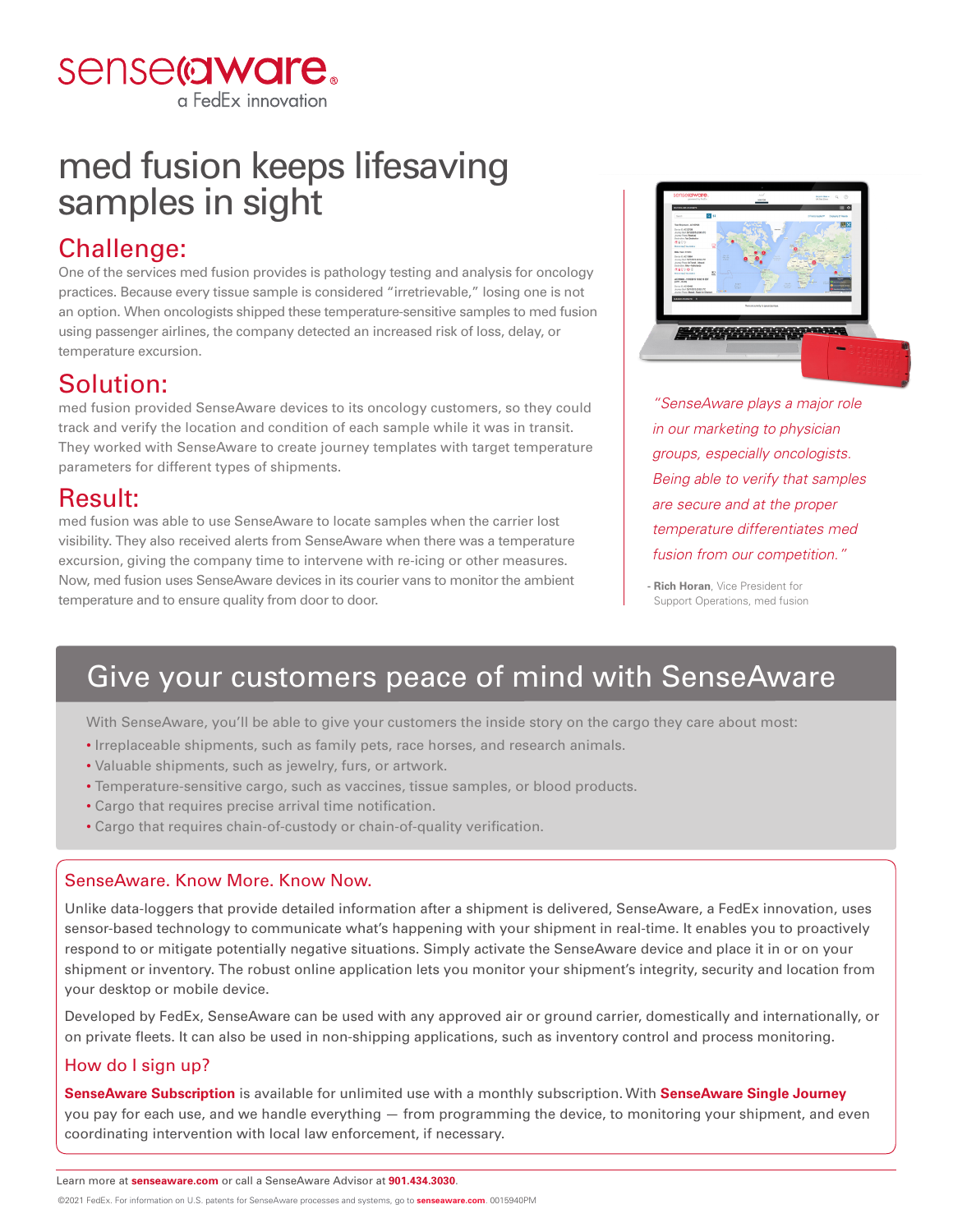senseaware
a FedEx innovation

# med fusion keeps lifesaving samples in sight

## Challenge:

One of the services med fusion provides is pathology testing and analysis for oncology practices. Because every tissue sample is considered "irretrievable," losing one is not an option. When oncologists shipped these temperature-sensitive samples to med fusion using passenger airlines, the company detected an increased risk of loss, delay, or temperature excursion.

## Solution:

med fusion provided SenseAware devices to its oncology customers, so they could track and verify the location and condition of each sample while it was in transit. They worked with SenseAware to create journey templates with target temperature parameters for different types of shipments.

## Result:

med fusion was able to use SenseAware to locate samples when the carrier lost visibility. They also received alerts from SenseAware when there was a temperature excursion, giving the company time to intervene with re-icing or other measures. Now, med fusion uses SenseAware devices in its courier vans to monitor the ambient temperature and to ensure quality from door to door.

*"SenseAware plays a major role in our marketing to physician groups, especially oncologists. Being able to verify that samples are secure and at the proper temperature differentiates med fusion from our competition."*

- **Rich Horan**, Vice President for Support Operations, med fusion

## Give your customers peace of mind with SenseAware

With SenseAware, you'll be able to give your customers the inside story on the cargo they care about most:

- Irreplaceable shipments, such as family pets, race horses, and research animals.
- Valuable shipments, such as jewelry, furs, or artwork.
- Temperature-sensitive cargo, such as vaccines, tissue samples, or blood products.
- Cargo that requires precise arrival time notification.
- Cargo that requires chain-of-custody or chain-of-quality verification.

### SenseAware. Know More. Know Now.

Unlike data-loggers that provide detailed information after a shipment is delivered, SenseAware, a FedEx innovation, uses sensor-based technology to communicate what's happening with your shipment in real-time. It enables you to proactively respond to or mitigate potentially negative situations. Simply activate the SenseAware device and place it in or on your shipment or inventory. The robust online application lets you monitor your shipment's integrity, security and location from your desktop or mobile device.

Developed by FedEx, SenseAware can be used with any approved air or ground carrier, domestically and internationally, or on private fleets. It can also be used in non-shipping applications, such as inventory control and process monitoring.

### How do I sign up?

**SenseAware Subscription** is available for unlimited use with a monthly subscription. With **SenseAware Single Journey** you pay for each use, and we handle everything — from programming the device, to monitoring your shipment, and even coordinating intervention with local law enforcement, if necessary.

Learn more at **senseaware.com** or call a SenseAware Advisor at **901.434.3030**.

©2021 FedEx. For information on U.S. patents for SenseAware processes and systems, go to **senseaware.com**. 0015940PM